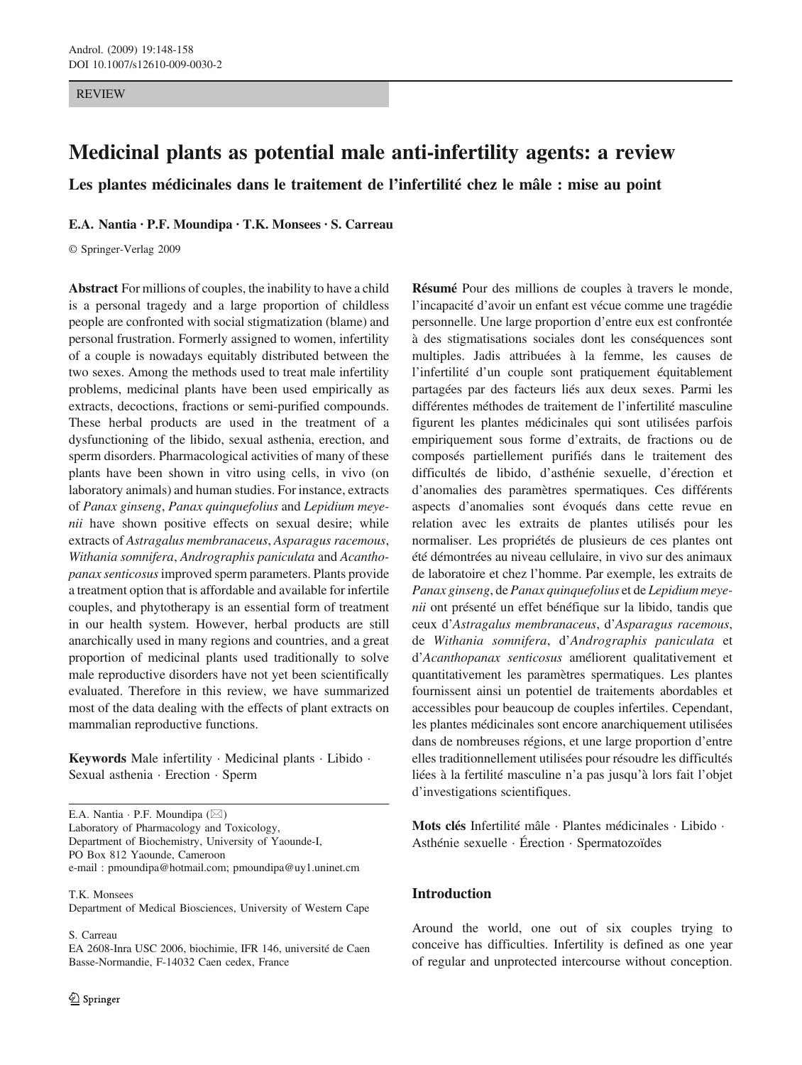REVIEW

# Medicinal plants as potential male anti-infertility agents: a review

## Les plantes médicinales dans le traitement de l'infertilité chez le mâle : mise au point

**E.A. Nantia · P.F. Moundipa · T.K. Monsees · S. Carreau**

© Springer-Verlag 2009

**Abstract** For millions of couples, the inability to have a child is a personal tragedy and a large proportion of childless people are confronted with social stigmatization (blame) and personal frustration. Formerly assigned to women, infertility of a couple is nowadays equitably distributed between the two sexes. Among the methods used to treat male infertility problems, medicinal plants have been used empirically as extracts, decoctions, fractions or semi-purified compounds. These herbal products are used in the treatment of a dysfunctioning of the libido, sexual asthenia, erection, and sperm disorders. Pharmacological activities of many of these plants have been shown in vitro using cells, in vivo (on laboratory animals) and human studies. For instance, extracts of *Panax ginseng*, *Panax quinquefolius* and *Lepidium meyenii* have shown positive effects on sexual desire; while extracts of *Astragalus membranaceus*, *Asparagus racemous*, *Withania somnifera*, *Andrographis paniculata* and *Acanthopanax senticosus* improved sperm parameters. Plants provide a treatment option that is affordable and available for infertile couples, and phytotherapy is an essential form of treatment in our health system. However, herbal products are still anarchically used in many regions and countries, and a great proportion of medicinal plants used traditionally to solve male reproductive disorders have not yet been scientifically evaluated. Therefore in this review, we have summarized most of the data dealing with the effects of plant extracts on mammalian reproductive functions.

**Keywords** Male infertility · Medicinal plants · Libido · Sexual asthenia · Erection · Sperm

E.A. Nantia · P.F. Moundipa (✉)
Laboratory of Pharmacology and Toxicology,
Department of Biochemistry, University of Yaounde-I,
PO Box 812 Yaounde, Cameroon
e-mail : pmoundipa@hotmail.com; pmoundipa@uy1.uninet.cm

T.K. Monsees
Department of Medical Biosciences, University of Western Cape

S. Carreau
EA 2608-Inra USC 2006, biochimie, IFR 146, université de Caen
Basse-Normandie, F-14032 Caen cedex, France

**Résumé** Pour des millions de couples à travers le monde, l'incapacité d'avoir un enfant est vécue comme une tragédie personnelle. Une large proportion d'entre eux est confrontée à des stigmatisations sociales dont les conséquences sont multiples. Jadis attribuées à la femme, les causes de l'infertilité d'un couple sont pratiquement équitablement partagées par des facteurs liés aux deux sexes. Parmi les différentes méthodes de traitement de l'infertilité masculine figurent les plantes médicinales qui sont utilisées parfois empiriquement sous forme d'extraits, de fractions ou de composés partiellement purifiés dans le traitement des difficultés de libido, d'asthénie sexuelle, d'érection et d'anomalies des paramètres spermatiques. Ces différents aspects d'anomalies sont évoqués dans cette revue en relation avec les extraits de plantes utilisés pour les normaliser. Les propriétés de plusieurs de ces plantes ont été démontrées au niveau cellulaire, in vivo sur des animaux de laboratoire et chez l'homme. Par exemple, les extraits de *Panax ginseng*, de *Panax quinquefolius* et de *Lepidium meyenii* ont présenté un effet bénéfique sur la libido, tandis que ceux d'*Astragalus membranaceus*, d'*Asparagus racemous*, de *Withania somnifera*, d'*Andrographis paniculata* et d'*Acanthopanax senticosus* améliorent qualitativement et quantitativement les paramètres spermatiques. Les plantes fournissent ainsi un potentiel de traitements abordables et accessibles pour beaucoup de couples infertiles. Cependant, les plantes médicinales sont encore anarchiquement utilisées dans de nombreuses régions, et une large proportion d'entre elles traditionnellement utilisées pour résoudre les difficultés liées à la fertilité masculine n'a pas jusqu'à lors fait l'objet d'investigations scientifiques.

**Mots clés** Infertilité mâle · Plantes médicinales · Libido · Asthénie sexuelle · Érection · Spermatozoïdes

## Introduction

Around the world, one out of six couples trying to conceive has difficulties. Infertility is defined as one year of regular and unprotected intercourse without conception.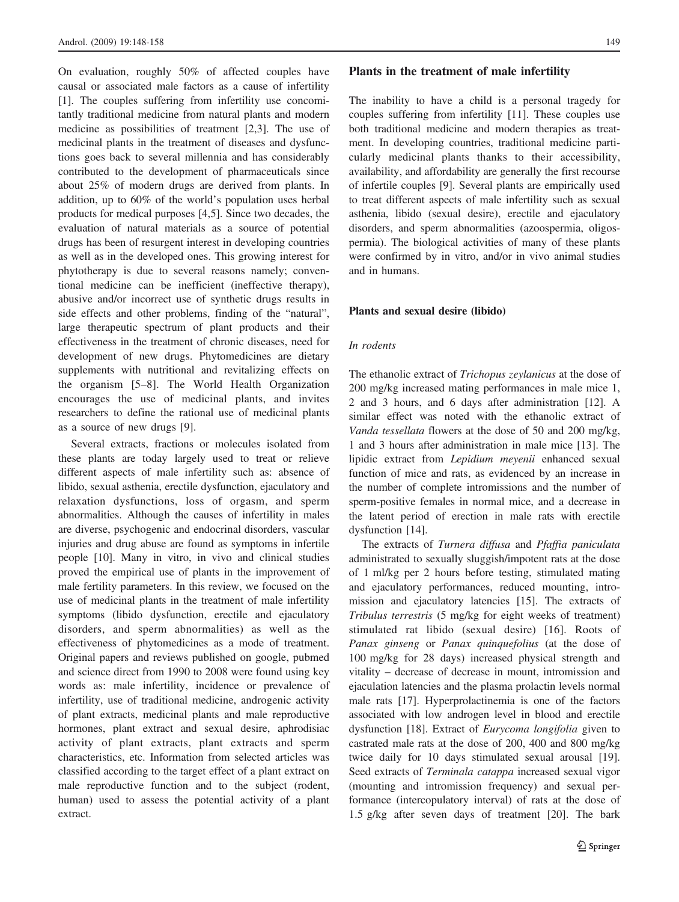On evaluation, roughly 50% of affected couples have causal or associated male factors as a cause of infertility [1]. The couples suffering from infertility use concomitantly traditional medicine from natural plants and modern medicine as possibilities of treatment [2,3]. The use of medicinal plants in the treatment of diseases and dysfunctions goes back to several millennia and has considerably contributed to the development of pharmaceuticals since about 25% of modern drugs are derived from plants. In addition, up to 60% of the world's population uses herbal products for medical purposes [4,5]. Since two decades, the evaluation of natural materials as a source of potential drugs has been of resurgent interest in developing countries as well as in the developed ones. This growing interest for phytotherapy is due to several reasons namely; conventional medicine can be inefficient (ineffective therapy), abusive and/or incorrect use of synthetic drugs results in side effects and other problems, finding of the "natural", large therapeutic spectrum of plant products and their effectiveness in the treatment of chronic diseases, need for development of new drugs. Phytomedicines are dietary supplements with nutritional and revitalizing effects on the organism [5–8]. The World Health Organization encourages the use of medicinal plants, and invites researchers to define the rational use of medicinal plants as a source of new drugs [9].

Several extracts, fractions or molecules isolated from these plants are today largely used to treat or relieve different aspects of male infertility such as: absence of libido, sexual asthenia, erectile dysfunction, ejaculatory and relaxation dysfunctions, loss of orgasm, and sperm abnormalities. Although the causes of infertility in males are diverse, psychogenic and endocrinal disorders, vascular injuries and drug abuse are found as symptoms in infertile people [10]. Many in vitro, in vivo and clinical studies proved the empirical use of plants in the improvement of male fertility parameters. In this review, we focused on the use of medicinal plants in the treatment of male infertility symptoms (libido dysfunction, erectile and ejaculatory disorders, and sperm abnormalities) as well as the effectiveness of phytomedicines as a mode of treatment. Original papers and reviews published on google, pubmed and science direct from 1990 to 2008 were found using key words as: male infertility, incidence or prevalence of infertility, use of traditional medicine, androgenic activity of plant extracts, medicinal plants and male reproductive hormones, plant extract and sexual desire, aphrodisiac activity of plant extracts, plant extracts and sperm characteristics, etc. Information from selected articles was classified according to the target effect of a plant extract on male reproductive function and to the subject (rodent, human) used to assess the potential activity of a plant extract.

## Plants in the treatment of male infertility

The inability to have a child is a personal tragedy for couples suffering from infertility [11]. These couples use both traditional medicine and modern therapies as treatment. In developing countries, traditional medicine particularly medicinal plants thanks to their accessibility, availability, and affordability are generally the first recourse of infertile couples [9]. Several plants are empirically used to treat different aspects of male infertility such as sexual asthenia, libido (sexual desire), erectile and ejaculatory disorders, and sperm abnormalities (azoospermia, oligospermia). The biological activities of many of these plants were confirmed by in vitro, and/or in vivo animal studies and in humans.

### Plants and sexual desire (libido)

#### *In rodents*

The ethanolic extract of *Trichopus zeylanicus* at the dose of 200 mg/kg increased mating performances in male mice 1, 2 and 3 hours, and 6 days after administration [12]. A similar effect was noted with the ethanolic extract of *Vanda tessellata* flowers at the dose of 50 and 200 mg/kg, 1 and 3 hours after administration in male mice [13]. The lipidic extract from *Lepidium meyenii* enhanced sexual function of mice and rats, as evidenced by an increase in the number of complete intromissions and the number of sperm-positive females in normal mice, and a decrease in the latent period of erection in male rats with erectile dysfunction [14].

The extracts of *Turnera diffusa* and *Pfaffia paniculata* administrated to sexually sluggish/impotent rats at the dose of 1 ml/kg per 2 hours before testing, stimulated mating and ejaculatory performances, reduced mounting, intromission and ejaculatory latencies [15]. The extracts of *Tribulus terrestris* (5 mg/kg for eight weeks of treatment) stimulated rat libido (sexual desire) [16]. Roots of *Panax ginseng* or *Panax quinquefolius* (at the dose of 100 mg/kg for 28 days) increased physical strength and vitality – decrease of decrease in mount, intromission and ejaculation latencies and the plasma prolactin levels normal male rats [17]. Hyperprolactinemia is one of the factors associated with low androgen level in blood and erectile dysfunction [18]. Extract of *Eurycoma longifolia* given to castrated male rats at the dose of 200, 400 and 800 mg/kg twice daily for 10 days stimulated sexual arousal [19]. Seed extracts of *Terminala catappa* increased sexual vigor (mounting and intromission frequency) and sexual performance (intercopulatory interval) of rats at the dose of 1.5 g/kg after seven days of treatment [20]. The bark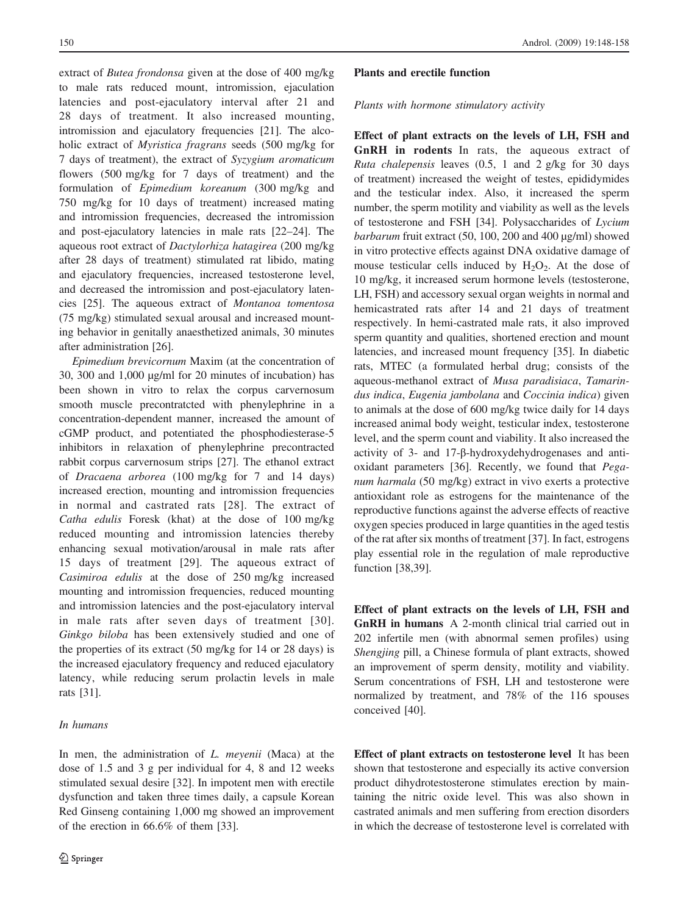extract of *Butea frondonsa* given at the dose of 400 mg/kg to male rats reduced mount, intromission, ejaculation latencies and post-ejaculatory interval after 21 and 28 days of treatment. It also increased mounting, intromission and ejaculatory frequencies [21]. The alcoholic extract of *Myristica fragrans* seeds (500 mg/kg for 7 days of treatment), the extract of *Syzygium aromaticum* flowers (500 mg/kg for 7 days of treatment) and the formulation of *Epimedium koreanum* (300 mg/kg and 750 mg/kg for 10 days of treatment) increased mating and intromission frequencies, decreased the intromission and post-ejaculatory latencies in male rats [22–24]. The aqueous root extract of *Dactylorhiza hatagirea* (200 mg/kg after 28 days of treatment) stimulated rat libido, mating and ejaculatory frequencies, increased testosterone level, and decreased the intromission and post-ejaculatory latencies [25]. The aqueous extract of *Montanoa tomentosa* (75 mg/kg) stimulated sexual arousal and increased mounting behavior in genitally anaesthetized animals, 30 minutes after administration [26].

*Epimedium brevicornum* Maxim (at the concentration of 30, 300 and 1,000 µg/ml for 20 minutes of incubation) has been shown in vitro to relax the corpus carvernosum smooth muscle precontratcted with phenylephrine in a concentration-dependent manner, increased the amount of cGMP product, and potentiated the phosphodiesterase-5 inhibitors in relaxation of phenylephrine precontracted rabbit corpus carvernosum strips [27]. The ethanol extract of *Dracaena arborea* (100 mg/kg for 7 and 14 days) increased erection, mounting and intromission frequencies in normal and castrated rats [28]. The extract of *Catha edulis* Foresk (khat) at the dose of 100 mg/kg reduced mounting and intromission latencies thereby enhancing sexual motivation/arousal in male rats after 15 days of treatment [29]. The aqueous extract of *Casimiroa edulis* at the dose of 250 mg/kg increased mounting and intromission frequencies, reduced mounting and intromission latencies and the post-ejaculatory interval in male rats after seven days of treatment [30]. *Ginkgo biloba* has been extensively studied and one of the properties of its extract (50 mg/kg for 14 or 28 days) is the increased ejaculatory frequency and reduced ejaculatory latency, while reducing serum prolactin levels in male rats [31].

### *In humans*

In men, the administration of *L. meyenii* (Maca) at the dose of 1.5 and 3 g per individual for 4, 8 and 12 weeks stimulated sexual desire [32]. In impotent men with erectile dysfunction and taken three times daily, a capsule Korean Red Ginseng containing 1,000 mg showed an improvement of the erection in 66.6% of them [33].

## Plants and erectile function

### *Plants with hormone stimulatory activity*

**Effect of plant extracts on the levels of LH, FSH and GnRH in rodents** In rats, the aqueous extract of *Ruta chalepensis* leaves (0.5, 1 and 2 g/kg for 30 days of treatment) increased the weight of testes, epididymides and the testicular index. Also, it increased the sperm number, the sperm motility and viability as well as the levels of testosterone and FSH [34]. Polysaccharides of *Lycium barbarum* fruit extract (50, 100, 200 and 400 µg/ml) showed in vitro protective effects against DNA oxidative damage of mouse testicular cells induced by $H_2O_2$. At the dose of 10 mg/kg, it increased serum hormone levels (testosterone, LH, FSH) and accessory sexual organ weights in normal and hemicastrated rats after 14 and 21 days of treatment respectively. In hemi-castrated male rats, it also improved sperm quantity and qualities, shortened erection and mount latencies, and increased mount frequency [35]. In diabetic rats, MTEC (a formulated herbal drug; consists of the aqueous-methanol extract of *Musa paradisiaca*, *Tamarindus indica*, *Eugenia jambolana* and *Coccinia indica*) given to animals at the dose of 600 mg/kg twice daily for 14 days increased animal body weight, testicular index, testosterone level, and the sperm count and viability. It also increased the activity of 3- and 17-β-hydroxydehydrogenases and antioxidant parameters [36]. Recently, we found that *Peganum harmala* (50 mg/kg) extract in vivo exerts a protective antioxidant role as estrogens for the maintenance of the reproductive functions against the adverse effects of reactive oxygen species produced in large quantities in the aged testis of the rat after six months of treatment [37]. In fact, estrogens play essential role in the regulation of male reproductive function [38,39].

**Effect of plant extracts on the levels of LH, FSH and GnRH in humans** A 2-month clinical trial carried out in 202 infertile men (with abnormal semen profiles) using *Shengjing* pill, a Chinese formula of plant extracts, showed an improvement of sperm density, motility and viability. Serum concentrations of FSH, LH and testosterone were normalized by treatment, and 78% of the 116 spouses conceived [40].

**Effect of plant extracts on testosterone level** It has been shown that testosterone and especially its active conversion product dihydrotestosterone stimulates erection by maintaining the nitric oxide level. This was also shown in castrated animals and men suffering from erection disorders in which the decrease of testosterone level is correlated with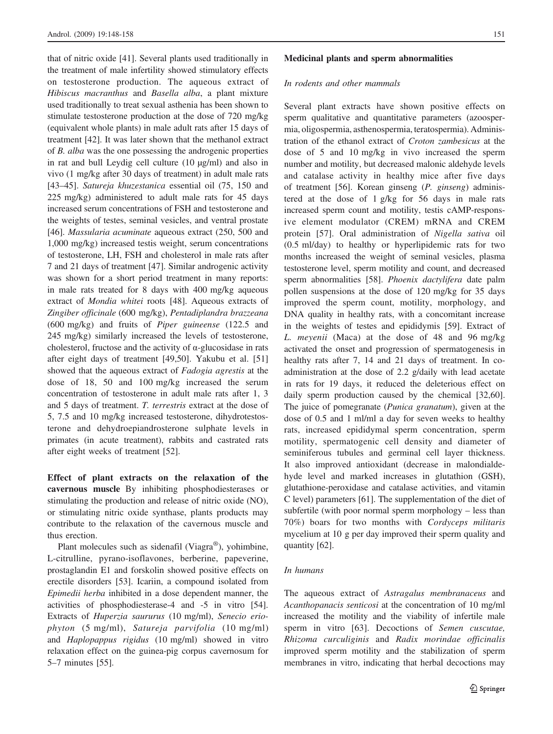that of nitric oxide [41]. Several plants used traditionally in the treatment of male infertility showed stimulatory effects on testosterone production. The aqueous extract of *Hibiscus macranthus* and *Basella alba*, a plant mixture used traditionally to treat sexual asthenia has been shown to stimulate testosterone production at the dose of 720 mg/kg (equivalent whole plants) in male adult rats after 15 days of treatment [42]. It was later shown that the methanol extract of *B. alba* was the one possessing the androgenic properties in rat and bull Leydig cell culture (10 µg/ml) and also in vivo (1 mg/kg after 30 days of treatment) in adult male rats [43–45]. *Satureja khuzestanica* essential oil (75, 150 and 225 mg/kg) administered to adult male rats for 45 days increased serum concentrations of FSH and testosterone and the weights of testes, seminal vesicles, and ventral prostate [46]. *Massularia acuminate* aqueous extract (250, 500 and 1,000 mg/kg) increased testis weight, serum concentrations of testosterone, LH, FSH and cholesterol in male rats after 7 and 21 days of treatment [47]. Similar androgenic activity was shown for a short period treatment in many reports: in male rats treated for 8 days with 400 mg/kg aqueous extract of *Mondia whitei* roots [48]. Aqueous extracts of *Zingiber officinale* (600 mg/kg), *Pentadiplandra brazzeana* (600 mg/kg) and fruits of *Piper guineense* (122.5 and 245 mg/kg) similarly increased the levels of testosterone, cholesterol, fructose and the activity of α-glucosidase in rats after eight days of treatment [49,50]. Yakubu et al. [51] showed that the aqueous extract of *Fadogia agrestis* at the dose of 18, 50 and 100 mg/kg increased the serum concentration of testosterone in adult male rats after 1, 3 and 5 days of treatment. *T. terrestris* extract at the dose of 5, 7.5 and 10 mg/kg increased testosterone, dihydrotestosterone and dehydroepiandrosterone sulphate levels in primates (in acute treatment), rabbits and castrated rats after eight weeks of treatment [52].

**Effect of plant extracts on the relaxation of the cavernous muscle** By inhibiting phosphodiesterases or stimulating the production and release of nitric oxide (NO), or stimulating nitric oxide synthase, plants products may contribute to the relaxation of the cavernous muscle and thus erection.

Plant molecules such as sidenafil (Viagra®), yohimbine, L-citrulline, pyrano-isoflavones, berberine, papeverine, prostaglandin E1 and forskolin showed positive effects on erectile disorders [53]. Icariin, a compound isolated from *Epimedii herba* inhibited in a dose dependent manner, the activities of phosphodiesterase-4 and -5 in vitro [54]. Extracts of *Huperzia saururus* (10 mg/ml), *Senecio eriophyton* (5 mg/ml), *Satureja parvifolia* (10 mg/ml) and *Haplopappus rigidus* (10 mg/ml) showed in vitro relaxation effect on the guinea-pig corpus cavernosum for 5–7 minutes [55].

### Medicinal plants and sperm abnormalities

#### *In rodents and other mammals*

Several plant extracts have shown positive effects on sperm qualitative and quantitative parameters (azoospermia, oligospermia, asthenospermia, teratospermia). Administration of the ethanol extract of *Croton zambesicus* at the dose of 5 and 10 mg/kg in vivo increased the sperm number and motility, but decreased malonic aldehyde levels and catalase activity in healthy mice after five days of treatment [56]. Korean ginseng (*P. ginseng*) administered at the dose of 1 g/kg for 56 days in male rats increased sperm count and motility, testis cAMP-responsive element modulator (CREM) mRNA and CREM protein [57]. Oral administration of *Nigella sativa* oil (0.5 ml/day) to healthy or hyperlipidemic rats for two months increased the weight of seminal vesicles, plasma testosterone level, sperm motility and count, and decreased sperm abnormalities [58]. *Phoenix dactylifera* date palm pollen suspensions at the dose of 120 mg/kg for 35 days improved the sperm count, motility, morphology, and DNA quality in healthy rats, with a concomitant increase in the weights of testes and epididymis [59]. Extract of *L. meyenii* (Maca) at the dose of 48 and 96 mg/kg activated the onset and progression of spermatogenesis in healthy rats after 7, 14 and 21 days of treatment. In co-administration at the dose of 2.2 g/daily with lead acetate in rats for 19 days, it reduced the deleterious effect on daily sperm production caused by the chemical [32,60]. The juice of pomegranate (*Punica granatum*), given at the dose of 0.5 and 1 ml/ml a day for seven weeks to healthy rats, increased epididymal sperm concentration, sperm motility, spermatogenic cell density and diameter of seminiferous tubules and germinal cell layer thickness. It also improved antioxidant (decrease in malondialdehyde level and marked increases in glutathion (GSH), glutathione-peroxidase and catalase activities, and vitamin C level) parameters [61]. The supplementation of the diet of subfertile (with poor normal sperm morphology – less than 70%) boars for two months with *Cordyceps militaris* mycelium at 10 g per day improved their sperm quality and quantity [62].

#### *In humans*

The aqueous extract of *Astragalus membranaceus* and *Acanthopanacis senticosi* at the concentration of 10 mg/ml increased the motility and the viability of infertile male sperm in vitro [63]. Decoctions of *Semen cuscutae, Rhizoma curculiginis* and *Radix morindae officinalis* improved sperm motility and the stabilization of sperm membranes in vitro, indicating that herbal decoctions may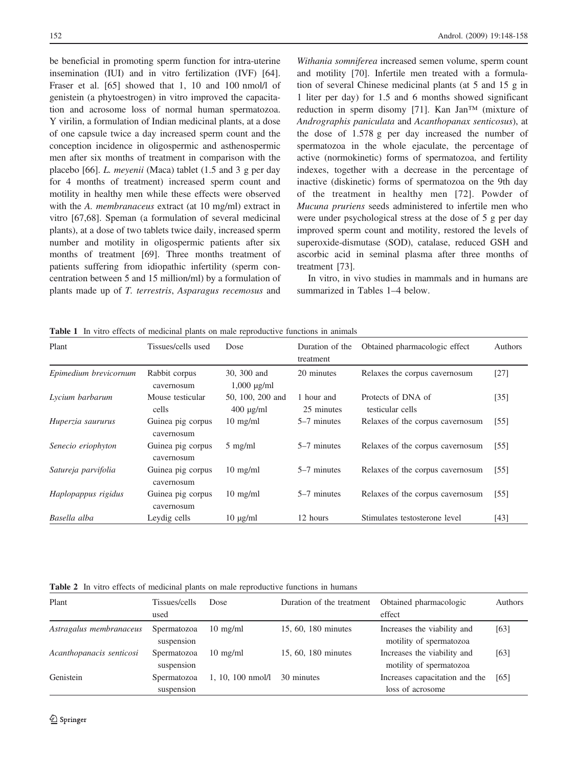be beneficial in promoting sperm function for intra-uterine insemination (IUI) and in vitro fertilization (IVF) [64]. Fraser et al. [65] showed that 1, 10 and 100 nmol/l of genistein (a phytoestrogen) in vitro improved the capacitation and acrosome loss of normal human spermatozoa. Y virilin, a formulation of Indian medicinal plants, at a dose of one capsule twice a day increased sperm count and the conception incidence in oligospermic and asthenospermic men after six months of treatment in comparison with the placebo [66]. *L. meyenii* (Maca) tablet (1.5 and 3 g per day for 4 months of treatment) increased sperm count and motility in healthy men while these effects were observed with the *A. membranaceus* extract (at 10 mg/ml) extract in vitro [67,68]. Speman (a formulation of several medicinal plants), at a dose of two tablets twice daily, increased sperm number and motility in oligospermic patients after six months of treatment [69]. Three months treatment of patients suffering from idiopathic infertility (sperm concentration between 5 and 15 million/ml) by a formulation of plants made up of *T. terrestris*, *Asparagus recemosus* and *Withania somniferea* increased semen volume, sperm count and motility [70]. Infertile men treated with a formulation of several Chinese medicinal plants (at 5 and 15 g in 1 liter per day) for 1.5 and 6 months showed significant reduction in sperm disomy [71]. Kan Jan™ (mixture of *Andrographis paniculata* and *Acanthopanax senticosus*), at the dose of 1.578 g per day increased the number of spermatozoa in the whole ejaculate, the percentage of active (normokinetic) forms of spermatozoa, and fertility indexes, together with a decrease in the percentage of inactive (diskinetic) forms of spermatozoa on the 9th day of the treatment in healthy men [72]. Powder of *Mucuna pruriens* seeds administered to infertile men who were under psychological stress at the dose of 5 g per day improved sperm count and motility, restored the levels of superoxide-dismutase (SOD), catalase, reduced GSH and ascorbic acid in seminal plasma after three months of treatment [73].

In vitro, in vivo studies in mammals and in humans are summarized in Tables 1–4 below.

**Table 1** In vitro effects of medicinal plants on male reproductive functions in animals

| Plant | Tissues/cells used | Dose | Duration of the treatment | Obtained pharmacologic effect | Authors |
|---|---|---|---|---|---|
| *Epimedium brevicornum* | Rabbit corpus cavernosum | 30, 300 and 1,000 μg/ml | 20 minutes | Relaxes the corpus cavernosum | [27] |
| *Lycium barbarum* | Mouse testicular cells | 50, 100, 200 and 400 μg/ml | 1 hour and 25 minutes | Protects of DNA of testicular cells | [35] |
| *Huperzia saururus* | Guinea pig corpus cavernosum | 10 mg/ml | 5–7 minutes | Relaxes of the corpus cavernosum | [55] |
| *Senecio eriophyton* | Guinea pig corpus cavernosum | 5 mg/ml | 5–7 minutes | Relaxes of the corpus cavernosum | [55] |
| *Satureja parvifolia* | Guinea pig corpus cavernosum | 10 mg/ml | 5–7 minutes | Relaxes of the corpus cavernosum | [55] |
| *Haplopappus rigidus* | Guinea pig corpus cavernosum | 10 mg/ml | 5–7 minutes | Relaxes of the corpus cavernosum | [55] |
| *Basella alba* | Leydig cells | 10 μg/ml | 12 hours | Stimulates testosterone level | [43] |

**Table 2** In vitro effects of medicinal plants on male reproductive functions in humans

| Plant | Tissues/cells used | Dose | Duration of the treatment | Obtained pharmacologic effect | Authors |
|---|---|---|---|---|---|
| *Astragalus membranaceus* | Spermatozoa suspension | 10 mg/ml | 15, 60, 180 minutes | Increases the viability and motility of spermatozoa | [63] |
| *Acanthopanacis senticosi* | Spermatozoa suspension | 10 mg/ml | 15, 60, 180 minutes | Increases the viability and motility of spermatozoa | [63] |
| Genistein | Spermatozoa suspension | 1, 10, 100 nmol/l | 30 minutes | Increases capacitation and the loss of acrosome | [65] |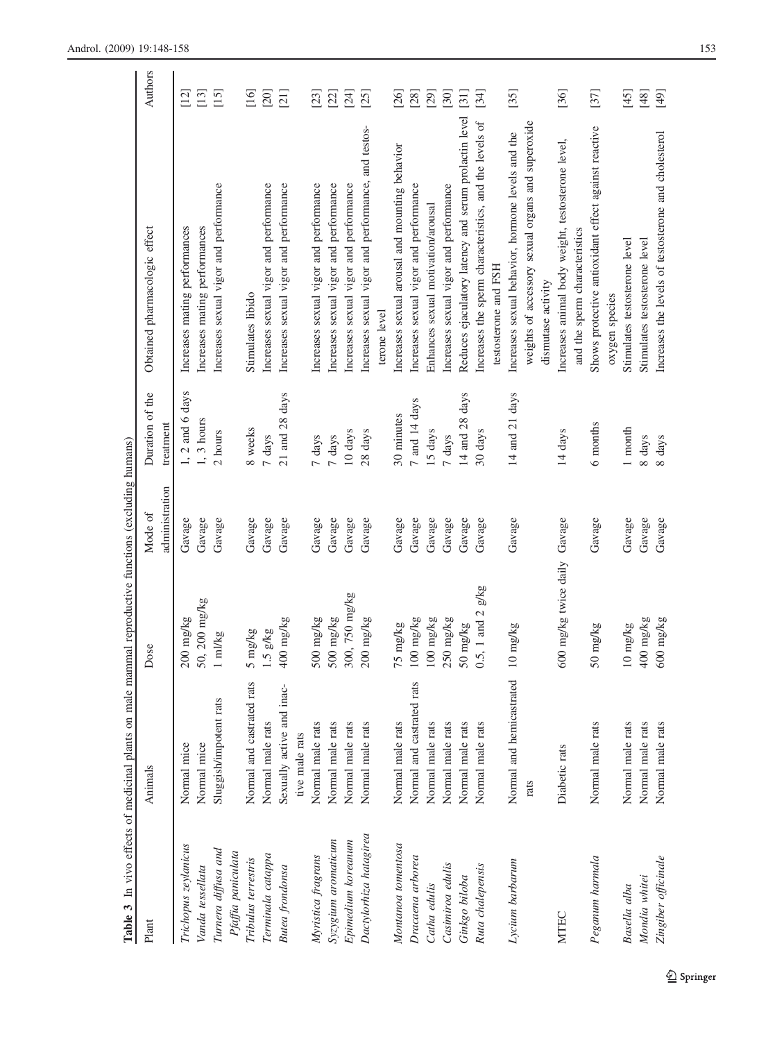**Table 3** In vivo effects of medicinal plants on male mammal reproductive functions (excluding humans)

| Plant | Animals | Dose | Mode of administration | Duration of the treatment | Obtained pharmacologic effect | Authors |
|---|---|---|---|---|---|---|
| *Trichopus zeylanicus* | Normal mice | 200 mg/kg | Gavage | 1, 2 and 6 days | Increases mating performances | [12] |
| *Vanda tessellata* | Normal mice | 50, 200 mg/kg | Gavage | 1, 3 hours | Increases mating performances | [13] |
| *Turnera diffusa* and *Pfaffia paniculata* | Sluggish/impotent rats | 1 ml/kg | Gavage | 2 hours | Increases sexual vigor and performance | [15] |
| *Tribulus terrestris* | Normal and castrated rats | 5 mg/kg | Gavage | 8 weeks | Stimulates libido | [16] |
| *Terminala catappa* | Normal male rats | 1.5 g/kg | Gavage | 7 days | Increases sexual vigor and performance | [20] |
| *Butea frondonsa* | Sexually active and inactive male rats | 400 mg/kg | Gavage | 21 and 28 days | Increases sexual vigor and performance | [21] |
| *Myristica fragrans* | Normal male rats | 500 mg/kg | Gavage | 7 days | Increases sexual vigor and performance | [23] |
| *Syzygium aromaticum* | Normal male rats | 500 mg/kg | Gavage | 7 days | Increases sexual vigor and performance | [22] |
| *Epimedium koreanum* | Normal male rats | 300, 750 mg/kg | Gavage | 10 days | Increases sexual vigor and performance | [24] |
| *Dactylorhiza hatagirea* | Normal male rats | 200 mg/kg | Gavage | 28 days | Increases sexual vigor and performance, and testosterone level | [25] |
| *Montanoa tomentosa* | Normal male rats | 75 mg/kg | Gavage | 30 minutes | Increases sexual arousal and mounting behavior | [26] |
| *Dracaena arborea* | Normal and castrated rats | 100 mg/kg | Gavage | 7 and 14 days | Increases sexual vigor and performance | [28] |
| *Catha edulis* | Normal male rats | 100 mg/kg | Gavage | 15 days | Enhances sexual motivation/arousal | [29] |
| *Casimiroa edulis* | Normal male rats | 250 mg/kg | Gavage | 7 days | Increases sexual vigor and performance | [30] |
| *Ginkgo biloba* | Normal male rats | 50 mg/kg | Gavage | 14 and 28 days | Reduces ejaculatory latency and serum prolactin level | [31] |
| *Ruta chalepensis* | Normal male rats | 0.5, 1 and 2 g/kg | Gavage | 30 days | Increases the sperm characteristics, and the levels of testosterone and FSH | [34] |
| *Lycium barbarum* | Normal and hemicastrated rats | 10 mg/kg | Gavage | 14 and 21 days | Increases sexual behavior, hormone levels and the weights of accessory sexual organs and superoxide dismutase activity | [35] |
| MTEC | Diabetic rats | 600 mg/kg twice daily | Gavage | 14 days | Increases animal body weight, testosterone level, and the sperm characteristics | [36] |
| *Peganum harmala* | Normal male rats | 50 mg/kg | Gavage | 6 months | Shows protective antioxidant effect against reactive oxygen species | [37] |
| *Basella alba* | Normal male rats | 10 mg/kg | Gavage | 1 month | Stimulates testosterone level | [45] |
| *Mondia whitei* | Normal male rats | 400 mg/kg | Gavage | 8 days | Stimulates testosterone level | [48] |
| *Zingiber officinale* | Normal male rats | 600 mg/kg | Gavage | 8 days | Increases the levels of testosterone and cholesterol | [49] |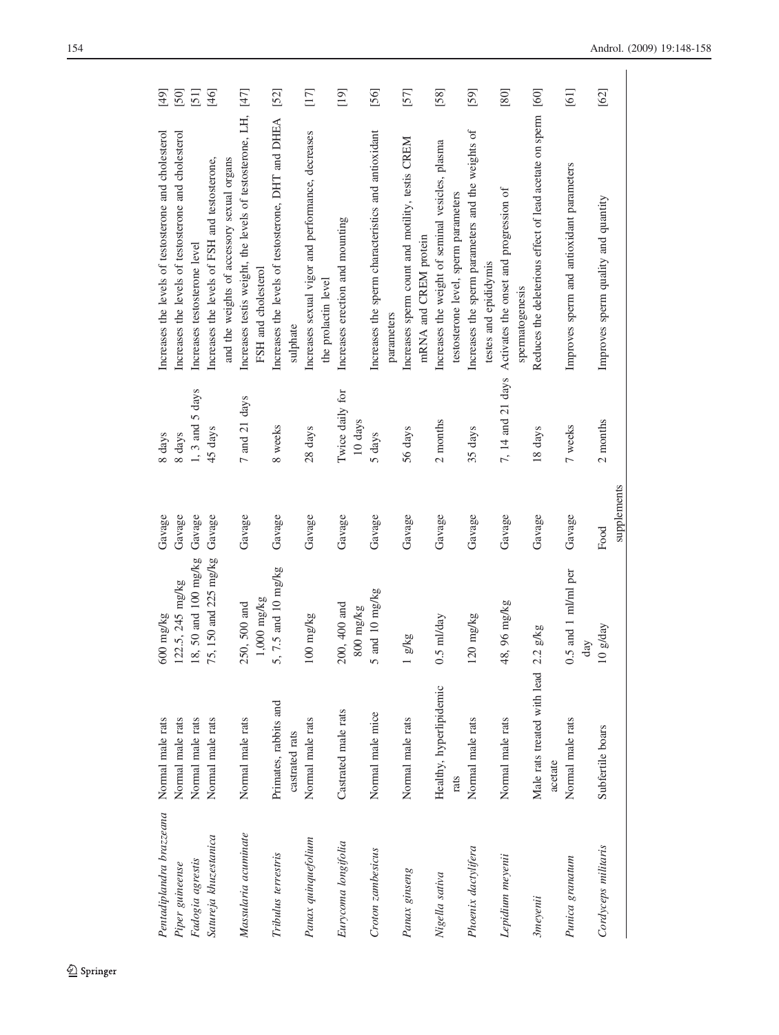| | | | | | | |
|---|---|---|---|---|---|---|
| *Pentadiplandra brazzeana* | Normal male rats | 600 mg/kg | Gavage | 8 days | Increases the levels of testosterone and cholesterol | [49] |
| *Piper guineense* | Normal male rats | 122.5, 245 mg/kg | Gavage | 8 days | Increases the levels of testosterone and cholesterol | [50] |
| *Fadogia agrestis* | Normal male rats | 18, 50 and 100 mg/kg | Gavage | 1, 3 and 5 days | Increases testosterone level | [51] |
| *Satureja khuzestanica* | Normal male rats | 75, 150 and 225 mg/kg | Gavage | 45 days | Increases the levels of FSH and testosterone, and the weights of accessory sexual organs | [46] |
| *Massularia acuminate* | Normal male rats | 250, 500 and 1,000 mg/kg | Gavage | 7 and 21 days | Increases testis weight, the levels of testosterone, LH, FSH and cholesterol | [47] |
| *Tribulus terrestris* | Primates, rabbits and castrated rats | 5, 7.5 and 10 mg/kg | Gavage | 8 weeks | Increases the levels of testosterone, DHT and DHEA sulphate | [52] |
| *Panax quinquefolium* | Normal male rats | 100 mg/kg | Gavage | 28 days | Increases sexual vigor and performance, decreases the prolactin level | [17] |
| *Eurycoma longifolia* | Castrated male rats | 200, 400 and 800 mg/kg | Gavage | Twice daily for 10 days | Increases erection and mounting | [19] |
| *Croton zambesicus* | Normal male mice | 5 and 10 mg/kg | Gavage | 5 days | Increases the sperm characteristics and antioxidant parameters | [56] |
| *Panax ginseng* | Normal male rats | 1 g/kg | Gavage | 56 days | Increases sperm count and motility, testis CREM mRNA and CREM protein | [57] |
| *Nigella sativa* | Healthy, hyperlipidemic rats | 0.5 ml/day | Gavage | 2 months | Increases the weight of seminal vesicles, plasma testosterone level, sperm parameters | [58] |
| *Phoenix dactylifera* | Normal male rats | 120 mg/kg | Gavage | 35 days | Increases the sperm parameters and the weights of testes and epididymis | [59] |
| *Lepidium meyenii* | Normal male rats | 48, 96 mg/kg | Gavage | 7, 14 and 21 days | Activates the onset and progression of spermatogenesis | [80] |
| *3meyeni* | Male rats treated with lead acetate | 2.2 g/kg | Gavage | 18 days | Reduces the deleterious effect of lead acetate on sperm | [60] |
| *Punica granatum* | Normal male rats | 0.5 and 1 ml/ml per day | Gavage | 7 weeks | Improves sperm and antioxidant parameters | [61] |
| *Cordyceps militaris* | Subfertile boars | 10 g/day | Food supplements | 2 months | Improves sperm quality and quantity | [62] |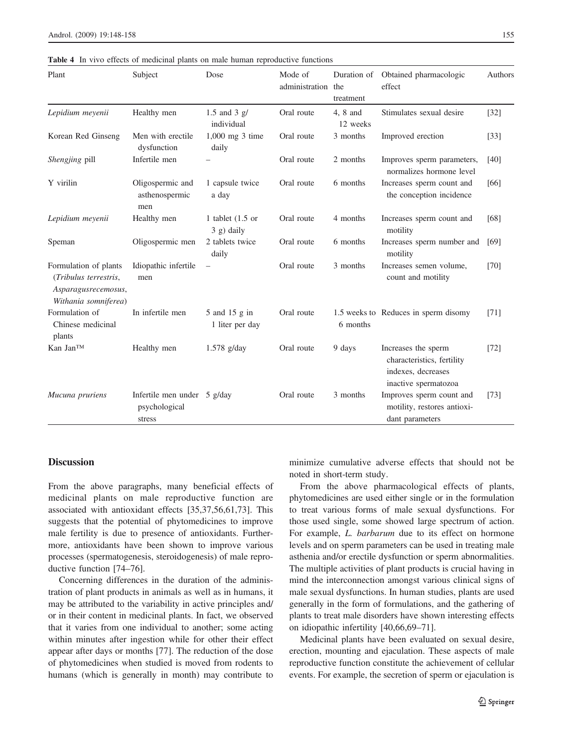**Table 4** In vivo effects of medicinal plants on male human reproductive functions

| Plant | Subject | Dose | Mode of administration | Duration of the treatment | Obtained pharmacologic effect | Authors |
|---|---|---|---|---|---|---|
| *Lepidium meyenii* | Healthy men | 1.5 and 3 g/ individual | Oral route | 4, 8 and 12 weeks | Stimulates sexual desire | [32] |
| Korean Red Ginseng | Men with erectile dysfunction | 1,000 mg 3 time daily | Oral route | 3 months | Improved erection | [33] |
| *Shengjing* pill | Infertile men | – | Oral route | 2 months | Improves sperm parameters, normalizes hormone level | [40] |
| Y virilin | Oligospermic and asthenospermic men | 1 capsule twice a day | Oral route | 6 months | Increases sperm count and the conception incidence | [66] |
| *Lepidium meyenii* | Healthy men | 1 tablet (1.5 or 3 g) daily | Oral route | 4 months | Increases sperm count and motility | [68] |
| Speman | Oligospermic men | 2 tablets twice daily | Oral route | 6 months | Increases sperm number and motility | [69] |
| Formulation of plants (*Tribulus terrestris*, *Asparagusrecemosus*, *Withania somniferea*) | Idiopathic infertile men | – | Oral route | 3 months | Increases semen volume, count and motility | [70] |
| Formulation of Chinese medicinal plants | In infertile men | 5 and 15 g in 1 liter per day | Oral route | 1.5 weeks to 6 months | Reduces in sperm disomy | [71] |
| Kan Jan™ | Healthy men | 1.578 g/day | Oral route | 9 days | Increases the sperm characteristics, fertility indexes, decreases inactive spermatozoa | [72] |
| *Mucuna pruriens* | Infertile men under psychological stress | 5 g/day | Oral route | 3 months | Improves sperm count and motility, restores antioxidant parameters | [73] |

## Discussion

From the above paragraphs, many beneficial effects of medicinal plants on male reproductive function are associated with antioxidant effects [35,37,56,61,73]. This suggests that the potential of phytomedicines to improve male fertility is due to presence of antioxidants. Furthermore, antioxidants have been shown to improve various processes (spermatogenesis, steroidogenesis) of male reproductive function [74–76].

Concerning differences in the duration of the administration of plant products in animals as well as in humans, it may be attributed to the variability in active principles and/ or in their content in medicinal plants. In fact, we observed that it varies from one individual to another; some acting within minutes after ingestion while for other their effect appear after days or months [77]. The reduction of the dose of phytomedicines when studied is moved from rodents to humans (which is generally in month) may contribute to minimize cumulative adverse effects that should not be noted in short-term study.

From the above pharmacological effects of plants, phytomedicines are used either single or in the formulation to treat various forms of male sexual dysfunctions. For those used single, some showed large spectrum of action. For example, *L. barbarum* due to its effect on hormone levels and on sperm parameters can be used in treating male asthenia and/or erectile dysfunction or sperm abnormalities. The multiple activities of plant products is crucial having in mind the interconnection amongst various clinical signs of male sexual dysfunctions. In human studies, plants are used generally in the form of formulations, and the gathering of plants to treat male disorders have shown interesting effects on idiopathic infertility [40,66,69–71].

Medicinal plants have been evaluated on sexual desire, erection, mounting and ejaculation. These aspects of male reproductive function constitute the achievement of cellular events. For example, the secretion of sperm or ejaculation is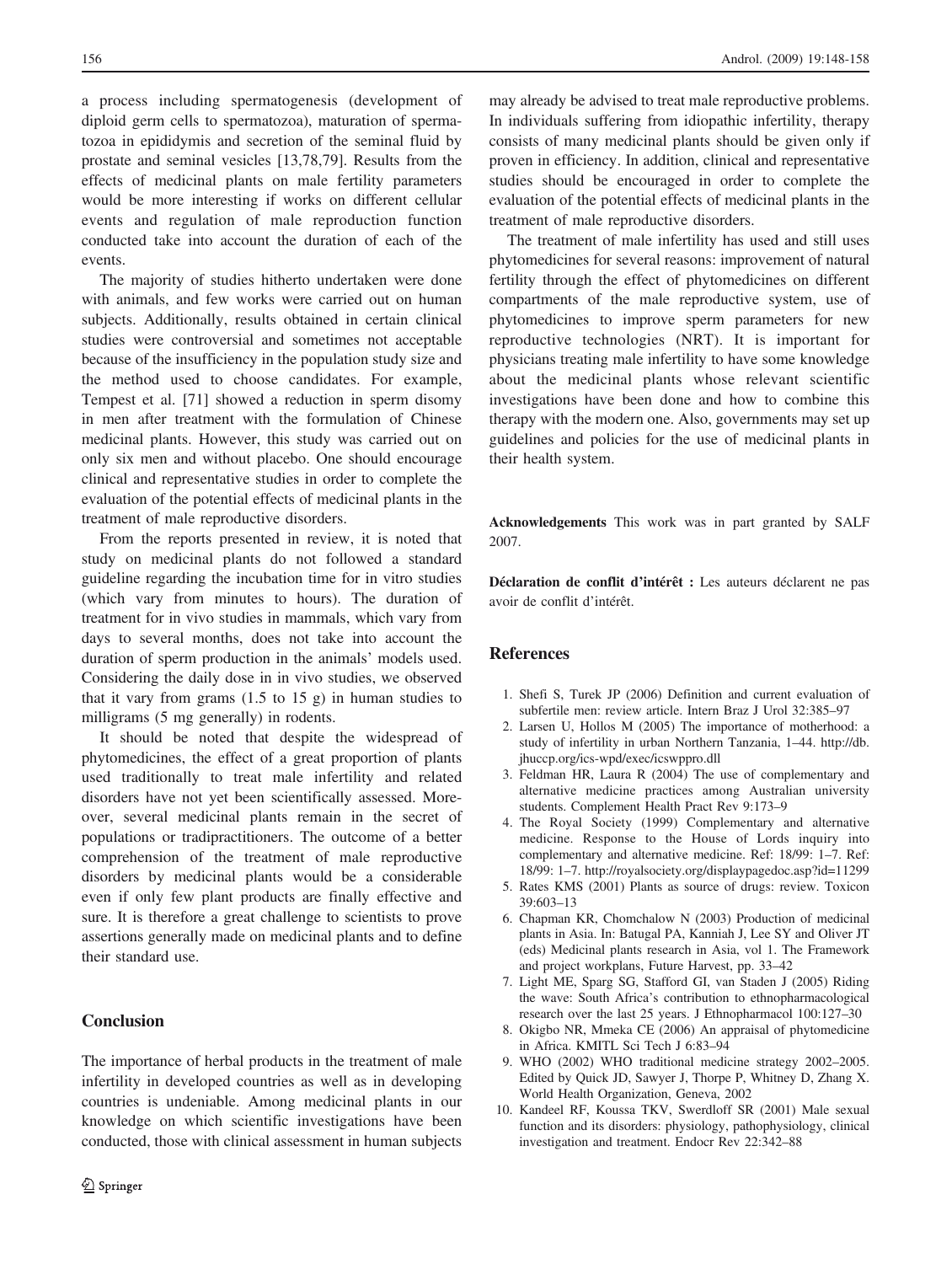a process including spermatogenesis (development of diploid germ cells to spermatozoa), maturation of spermatozoa in epididymis and secretion of the seminal fluid by prostate and seminal vesicles [13,78,79]. Results from the effects of medicinal plants on male fertility parameters would be more interesting if works on different cellular events and regulation of male reproduction function conducted take into account the duration of each of the events.

The majority of studies hitherto undertaken were done with animals, and few works were carried out on human subjects. Additionally, results obtained in certain clinical studies were controversial and sometimes not acceptable because of the insufficiency in the population study size and the method used to choose candidates. For example, Tempest et al. [71] showed a reduction in sperm disomy in men after treatment with the formulation of Chinese medicinal plants. However, this study was carried out on only six men and without placebo. One should encourage clinical and representative studies in order to complete the evaluation of the potential effects of medicinal plants in the treatment of male reproductive disorders.

From the reports presented in review, it is noted that study on medicinal plants do not followed a standard guideline regarding the incubation time for in vitro studies (which vary from minutes to hours). The duration of treatment for in vivo studies in mammals, which vary from days to several months, does not take into account the duration of sperm production in the animals' models used. Considering the daily dose in in vivo studies, we observed that it vary from grams (1.5 to 15 g) in human studies to milligrams (5 mg generally) in rodents.

It should be noted that despite the widespread of phytomedicines, the effect of a great proportion of plants used traditionally to treat male infertility and related disorders have not yet been scientifically assessed. Moreover, several medicinal plants remain in the secret of populations or tradipractitioners. The outcome of a better comprehension of the treatment of male reproductive disorders by medicinal plants would be a considerable even if only few plant products are finally effective and sure. It is therefore a great challenge to scientists to prove assertions generally made on medicinal plants and to define their standard use.

## Conclusion

The importance of herbal products in the treatment of male infertility in developed countries as well as in developing countries is undeniable. Among medicinal plants in our knowledge on which scientific investigations have been conducted, those with clinical assessment in human subjects may already be advised to treat male reproductive problems. In individuals suffering from idiopathic infertility, therapy consists of many medicinal plants should be given only if proven in efficiency. In addition, clinical and representative studies should be encouraged in order to complete the evaluation of the potential effects of medicinal plants in the treatment of male reproductive disorders.

The treatment of male infertility has used and still uses phytomedicines for several reasons: improvement of natural fertility through the effect of phytomedicines on different compartments of the male reproductive system, use of phytomedicines to improve sperm parameters for new reproductive technologies (NRT). It is important for physicians treating male infertility to have some knowledge about the medicinal plants whose relevant scientific investigations have been done and how to combine this therapy with the modern one. Also, governments may set up guidelines and policies for the use of medicinal plants in their health system.

**Acknowledgements** This work was in part granted by SALF 2007.

**Déclaration de conflit d'intérêt :** Les auteurs déclarent ne pas avoir de conflit d'intérêt.

## References

1. Shefi S, Turek JP (2006) Definition and current evaluation of subfertile men: review article. Intern Braz J Urol 32:385–97
2. Larsen U, Hollos M (2005) The importance of motherhood: a study of infertility in urban Northern Tanzania, 1–44. http://db.jhuccp.org/ics-wpd/exec/icswppro.dll
3. Feldman HR, Laura R (2004) The use of complementary and alternative medicine practices among Australian university students. Complement Health Pract Rev 9:173–9
4. The Royal Society (1999) Complementary and alternative medicine. Response to the House of Lords inquiry into complementary and alternative medicine. Ref: 18/99: 1–7. Ref: 18/99: 1–7. http://royalsociety.org/displaypagedoc.asp?id=11299
5. Rates KMS (2001) Plants as source of drugs: review. Toxicon 39:603–13
6. Chapman KR, Chomchalow N (2003) Production of medicinal plants in Asia. In: Batugal PA, Kanniah J, Lee SY and Oliver JT (eds) Medicinal plants research in Asia, vol 1. The Framework and project workplans, Future Harvest, pp. 33–42
7. Light ME, Sparg SG, Stafford GI, van Staden J (2005) Riding the wave: South Africa's contribution to ethnopharmacological research over the last 25 years. J Ethnopharmacol 100:127–30
8. Okigbo NR, Mmeka CE (2006) An appraisal of phytomedicine in Africa. KMITL Sci Tech J 6:83–94
9. WHO (2002) WHO traditional medicine strategy 2002–2005. Edited by Quick JD, Sawyer J, Thorpe P, Whitney D, Zhang X. World Health Organization, Geneva, 2002
10. Kandeel RF, Koussa TKV, Swerdloff SR (2001) Male sexual function and its disorders: physiology, pathophysiology, clinical investigation and treatment. Endocr Rev 22:342–88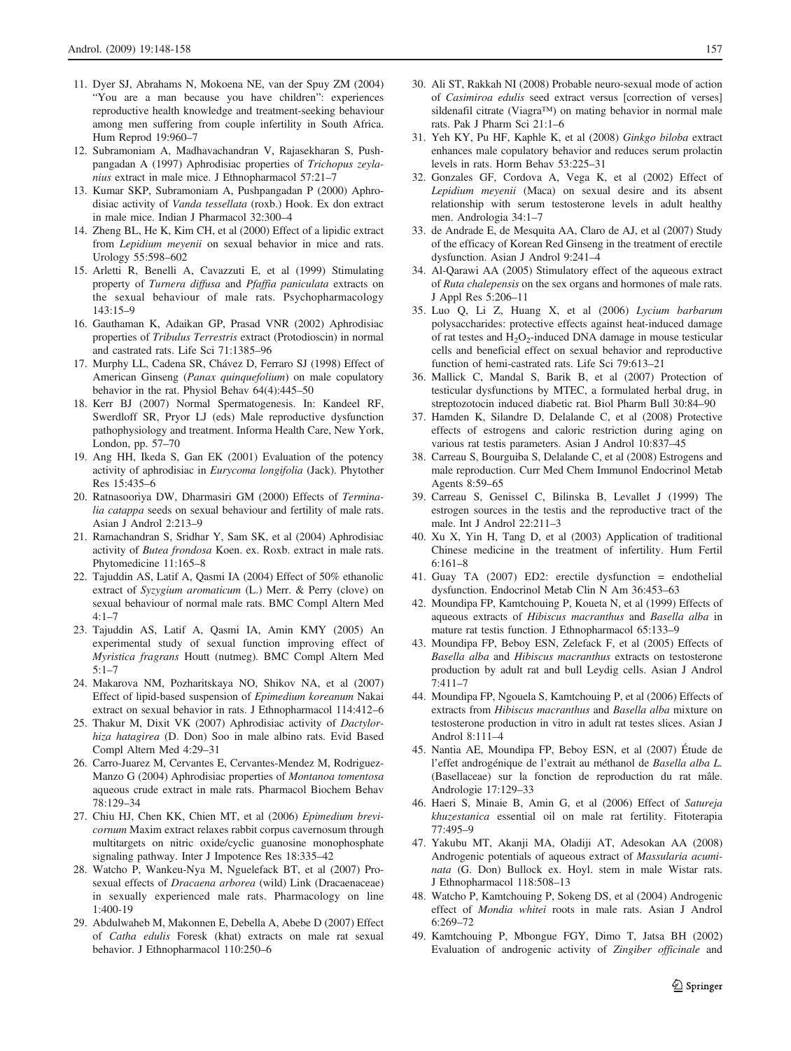11. Dyer SJ, Abrahams N, Mokoena NE, van der Spuy ZM (2004) "You are a man because you have children": experiences reproductive health knowledge and treatment-seeking behaviour among men suffering from couple infertility in South Africa. Hum Reprod 19:960–7
12. Subramoniam A, Madhavachandran V, Rajasekharan S, Pushpangadan A (1997) Aphrodisiac properties of *Trichopus zeylanius* extract in male mice. J Ethnopharmacol 57:21–7
13. Kumar SKP, Subramoniam A, Pushpangadan P (2000) Aphrodisiac activity of *Vanda tessellata* (roxb.) Hook. Ex don extract in male mice. Indian J Pharmacol 32:300–4
14. Zheng BL, He K, Kim CH, et al (2000) Effect of a lipidic extract from *Lepidium meyenii* on sexual behavior in mice and rats. Urology 55:598–602
15. Arletti R, Benelli A, Cavazzuti E, et al (1999) Stimulating property of *Turnera diffusa* and *Pfaffia paniculata* extracts on the sexual behaviour of male rats. Psychopharmacology 143:15–9
16. Gauthaman K, Adaikan GP, Prasad VNR (2002) Aphrodisiac properties of *Tribulus Terrestris* extract (Protodioscin) in normal and castrated rats. Life Sci 71:1385–96
17. Murphy LL, Cadena SR, Chávez D, Ferraro SJ (1998) Effect of American Ginseng (*Panax quinquefolium*) on male copulatory behavior in the rat. Physiol Behav 64(4):445–50
18. Kerr BJ (2007) Normal Spermatogenesis. In: Kandeel RF, Swerdloff SR, Pryor LJ (eds) Male reproductive dysfunction pathophysiology and treatment. Informa Health Care, New York, London, pp. 57–70
19. Ang HH, Ikeda S, Gan EK (2001) Evaluation of the potency activity of aphrodisiac in *Eurycoma longifolia* (Jack). Phytother Res 15:435–6
20. Ratnasooriya DW, Dharmasiri GM (2000) Effects of *Terminalia catappa* seeds on sexual behaviour and fertility of male rats. Asian J Androl 2:213–9
21. Ramachandran S, Sridhar Y, Sam SK, et al (2004) Aphrodisiac activity of *Butea frondosa* Koen. ex. Roxb. extract in male rats. Phytomedicine 11:165–8
22. Tajuddin AS, Latif A, Qasmi IA (2004) Effect of 50% ethanolic extract of *Syzygium aromaticum* (L.) Merr. & Perry (clove) on sexual behaviour of normal male rats. BMC Compl Altern Med 4:1–7
23. Tajuddin AS, Latif A, Qasmi IA, Amin KMY (2005) An experimental study of sexual function improving effect of *Myristica fragrans* Houtt (nutmeg). BMC Compl Altern Med 5:1–7
24. Makarova NM, Pozharitskaya NO, Shikov NA, et al (2007) Effect of lipid-based suspension of *Epimedium koreanum* Nakai extract on sexual behavior in rats. J Ethnopharmacol 114:412–6
25. Thakur M, Dixit VK (2007) Aphrodisiac activity of *Dactylorhiza hatagirea* (D. Don) Soo in male albino rats. Evid Based Compl Altern Med 4:29–31
26. Carro-Juarez M, Cervantes E, Cervantes-Mendez M, Rodriguez-Manzo G (2004) Aphrodisiac properties of *Montanoa tomentosa* aqueous crude extract in male rats. Pharmacol Biochem Behav 78:129–34
27. Chiu HJ, Chen KK, Chien MT, et al (2006) *Epimedium brevicornum* Maxim extract relaxes rabbit corpus cavernosum through multitargets on nitric oxide/cyclic guanosine monophosphate signaling pathway. Inter J Impotence Res 18:335–42
28. Watcho P, Wankeu-Nya M, Nguelefack BT, et al (2007) Prosexual effects of *Dracaena arborea* (wild) Link (Dracaenaceae) in sexually experienced male rats. Pharmacology on line 1:400-19
29. Abdulwaheb M, Makonnen E, Debella A, Abebe D (2007) Effect of *Catha edulis* Foresk (khat) extracts on male rat sexual behavior. J Ethnopharmacol 110:250–6
30. Ali ST, Rakkah NI (2008) Probable neuro-sexual mode of action of *Casimiroa edulis* seed extract versus [correction of verses] sildenafil citrate (Viagra™) on mating behavior in normal male rats. Pak J Pharm Sci 21:1–6
31. Yeh KY, Pu HF, Kaphle K, et al (2008) *Ginkgo biloba* extract enhances male copulatory behavior and reduces serum prolactin levels in rats. Horm Behav 53:225–31
32. Gonzales GF, Cordova A, Vega K, et al (2002) Effect of *Lepidium meyenii* (Maca) on sexual desire and its absent relationship with serum testosterone levels in adult healthy men. Andrologia 34:1–7
33. de Andrade E, de Mesquita AA, Claro de AJ, et al (2007) Study of the efficacy of Korean Red Ginseng in the treatment of erectile dysfunction. Asian J Androl 9:241–4
34. Al-Qarawi AA (2005) Stimulatory effect of the aqueous extract of *Ruta chalepensis* on the sex organs and hormones of male rats. J Appl Res 5:206–11
35. Luo Q, Li Z, Huang X, et al (2006) *Lycium barbarum* polysaccharides: protective effects against heat-induced damage of rat testes and $H_2O_2$-induced DNA damage in mouse testicular cells and beneficial effect on sexual behavior and reproductive function of hemi-castrated rats. Life Sci 79:613–21
36. Mallick C, Mandal S, Barik B, et al (2007) Protection of testicular dysfunctions by MTEC, a formulated herbal drug, in streptozotocin induced diabetic rat. Biol Pharm Bull 30:84–90
37. Hamden K, Silandre D, Delalande C, et al (2008) Protective effects of estrogens and caloric restriction during aging on various rat testis parameters. Asian J Androl 10:837–45
38. Carreau S, Bourguiba S, Delalande C, et al (2008) Estrogens and male reproduction. Curr Med Chem Immunol Endocrinol Metab Agents 8:59–65
39. Carreau S, Genissel C, Bilinska B, Levallet J (1999) The estrogen sources in the testis and the reproductive tract of the male. Int J Androl 22:211–3
40. Xu X, Yin H, Tang D, et al (2003) Application of traditional Chinese medicine in the treatment of infertility. Hum Fertil 6:161–8
41. Guay TA (2007) ED2: erectile dysfunction = endothelial dysfunction. Endocrinol Metab Clin N Am 36:453–63
42. Moundipa FP, Kamtchouing P, Koueta N, et al (1999) Effects of aqueous extracts of *Hibiscus macranthus* and *Basella alba* in mature rat testis function. J Ethnopharmacol 65:133–9
43. Moundipa FP, Beboy ESN, Zelefack F, et al (2005) Effects of *Basella alba* and *Hibiscus macranthus* extracts on testosterone production by adult rat and bull Leydig cells. Asian J Androl 7:411–7
44. Moundipa FP, Ngouela S, Kamtchouing P, et al (2006) Effects of extracts from *Hibiscus macranthus* and *Basella alba* mixture on testosterone production in vitro in adult rat testes slices. Asian J Androl 8:111–4
45. Nantia AE, Moundipa FP, Beboy ESN, et al (2007) Étude de l'effet androgénique de l'extrait au méthanol de *Basella alba L.* (Basellaceae) sur la fonction de reproduction du rat mâle. Andrologie 17:129–33
46. Haeri S, Minaie B, Amin G, et al (2006) Effect of *Satureja khuzestanica* essential oil on male rat fertility. Fitoterapia 77:495–9
47. Yakubu MT, Akanji MA, Oladiji AT, Adesokan AA (2008) Androgenic potentials of aqueous extract of *Massularia acuminata* (G. Don) Bullock ex. Hoyl. stem in male Wistar rats. J Ethnopharmacol 118:508–13
48. Watcho P, Kamtchouing P, Sokeng DS, et al (2004) Androgenic effect of *Mondia whitei* roots in male rats. Asian J Androl 6:269–72
49. Kamtchouing P, Mbongue FGY, Dimo T, Jatsa BH (2002) Evaluation of androgenic activity of *Zingiber officinale* and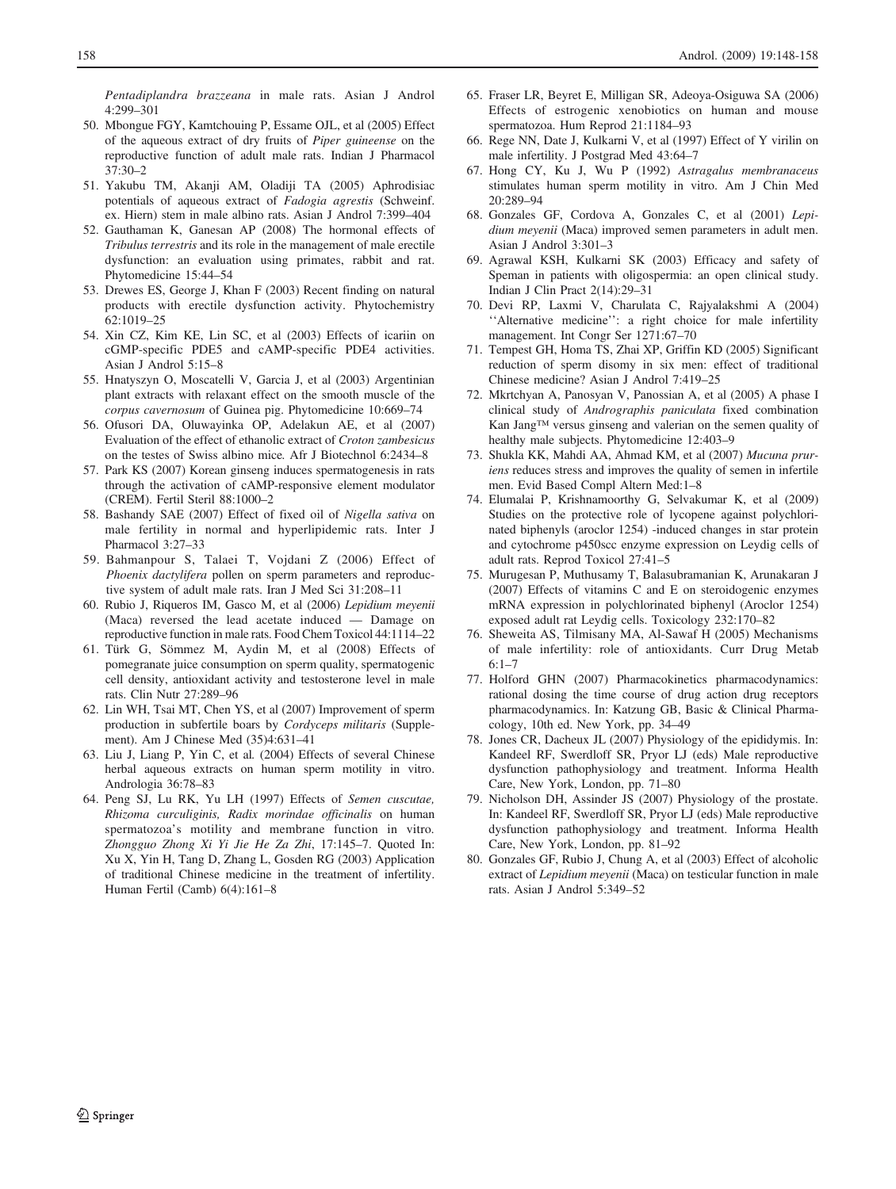*Pentadiplandra brazzeana* in male rats. Asian J Androl 4:299–301

50. Mbongue FGY, Kamtchouing P, Essame OJL, et al (2005) Effect of the aqueous extract of dry fruits of *Piper guineense* on the reproductive function of adult male rats. Indian J Pharmacol 37:30–2
51. Yakubu TM, Akanji AM, Oladiji TA (2005) Aphrodisiac potentials of aqueous extract of *Fadogia agrestis* (Schweinf. ex. Hiern) stem in male albino rats. Asian J Androl 7:399–404
52. Gauthaman K, Ganesan AP (2008) The hormonal effects of *Tribulus terrestris* and its role in the management of male erectile dysfunction: an evaluation using primates, rabbit and rat. Phytomedicine 15:44–54
53. Drewes ES, George J, Khan F (2003) Recent finding on natural products with erectile dysfunction activity. Phytochemistry 62:1019–25
54. Xin CZ, Kim KE, Lin SC, et al (2003) Effects of icariin on cGMP-specific PDE5 and cAMP-specific PDE4 activities. Asian J Androl 5:15–8
55. Hnatyszyn O, Moscatelli V, Garcia J, et al (2003) Argentinian plant extracts with relaxant effect on the smooth muscle of the *corpus cavernosum* of Guinea pig. Phytomedicine 10:669–74
56. Ofusori DA, Oluwayinka OP, Adelakun AE, et al (2007) Evaluation of the effect of ethanolic extract of *Croton zambesicus* on the testes of Swiss albino mice. Afr J Biotechnol 6:2434–8
57. Park KS (2007) Korean ginseng induces spermatogenesis in rats through the activation of cAMP-responsive element modulator (CREM). Fertil Steril 88:1000–2
58. Bashandy SAE (2007) Effect of fixed oil of *Nigella sativa* on male fertility in normal and hyperlipidemic rats. Inter J Pharmacol 3:27–33
59. Bahmanpour S, Talaei T, Vojdani Z (2006) Effect of *Phoenix dactylifera* pollen on sperm parameters and reproductive system of adult male rats. Iran J Med Sci 31:208–11
60. Rubio J, Riqueros IM, Gasco M, et al (2006) *Lepidium meyenii* (Maca) reversed the lead acetate induced — Damage on reproductive function in male rats. Food Chem Toxicol 44:1114–22
61. Türk G, Sömmez M, Aydin M, et al (2008) Effects of pomegranate juice consumption on sperm quality, spermatogenic cell density, antioxidant activity and testosterone level in male rats. Clin Nutr 27:289–96
62. Lin WH, Tsai MT, Chen YS, et al (2007) Improvement of sperm production in subfertile boars by *Cordyceps militaris* (Supplement). Am J Chinese Med (35)4:631–41
63. Liu J, Liang P, Yin C, et al. (2004) Effects of several Chinese herbal aqueous extracts on human sperm motility in vitro. Andrologia 36:78–83
64. Peng SJ, Lu RK, Yu LH (1997) Effects of *Semen cuscutae, Rhizoma curculiginis, Radix morindae officinalis* on human spermatozoa's motility and membrane function in vitro. *Zhongguo Zhong Xi Yi Jie He Za Zhi*, 17:145–7. Quoted In: Xu X, Yin H, Tang D, Zhang L, Gosden RG (2003) Application of traditional Chinese medicine in the treatment of infertility. Human Fertil (Camb) 6(4):161–8
65. Fraser LR, Beyret E, Milligan SR, Adeoya-Osiguwa SA (2006) Effects of estrogenic xenobiotics on human and mouse spermatozoa. Hum Reprod 21:1184–93
66. Rege NN, Date J, Kulkarni V, et al (1997) Effect of Y virilin on male infertility. J Postgrad Med 43:64–7
67. Hong CY, Ku J, Wu P (1992) *Astragalus membranaceus* stimulates human sperm motility in vitro. Am J Chin Med 20:289–94
68. Gonzales GF, Cordova A, Gonzales C, et al (2001) *Lepidium meyenii* (Maca) improved semen parameters in adult men. Asian J Androl 3:301–3
69. Agrawal KSH, Kulkarni SK (2003) Efficacy and safety of Speman in patients with oligospermia: an open clinical study. Indian J Clin Pract 2(14):29–31
70. Devi RP, Laxmi V, Charulata C, Rajyalakshmi A (2004) ''Alternative medicine'': a right choice for male infertility management. Int Congr Ser 1271:67–70
71. Tempest GH, Homa TS, Zhai XP, Griffin KD (2005) Significant reduction of sperm disomy in six men: effect of traditional Chinese medicine? Asian J Androl 7:419–25
72. Mkrtchyan A, Panosyan V, Panossian A, et al (2005) A phase I clinical study of *Andrographis paniculata* fixed combination Kan Jang™ versus ginseng and valerian on the semen quality of healthy male subjects. Phytomedicine 12:403–9
73. Shukla KK, Mahdi AA, Ahmad KM, et al (2007) *Mucuna pruriens* reduces stress and improves the quality of semen in infertile men. Evid Based Compl Altern Med:1–8
74. Elumalai P, Krishnamoorthy G, Selvakumar K, et al (2009) Studies on the protective role of lycopene against polychlorinated biphenyls (aroclor 1254) -induced changes in star protein and cytochrome p450scc enzyme expression on Leydig cells of adult rats. Reprod Toxicol 27:41–5
75. Murugesan P, Muthusamy T, Balasubramanian K, Arunakaran J (2007) Effects of vitamins C and E on steroidogenic enzymes mRNA expression in polychlorinated biphenyl (Aroclor 1254) exposed adult rat Leydig cells. Toxicology 232:170–82
76. Sheweita AS, Tilmisany MA, Al-Sawaf H (2005) Mechanisms of male infertility: role of antioxidants. Curr Drug Metab 6:1–7
77. Holford GHN (2007) Pharmacokinetics pharmacodynamics: rational dosing the time course of drug action drug receptors pharmacodynamics. In: Katzung GB, Basic & Clinical Pharmacology, 10th ed. New York, pp. 34–49
78. Jones CR, Dacheux JL (2007) Physiology of the epididymis. In: Kandeel RF, Swerdloff SR, Pryor LJ (eds) Male reproductive dysfunction pathophysiology and treatment. Informa Health Care, New York, London, pp. 71–80
79. Nicholson DH, Assinder JS (2007) Physiology of the prostate. In: Kandeel RF, Swerdloff SR, Pryor LJ (eds) Male reproductive dysfunction pathophysiology and treatment. Informa Health Care, New York, London, pp. 81–92
80. Gonzales GF, Rubio J, Chung A, et al (2003) Effect of alcoholic extract of *Lepidium meyenii* (Maca) on testicular function in male rats. Asian J Androl 5:349–52